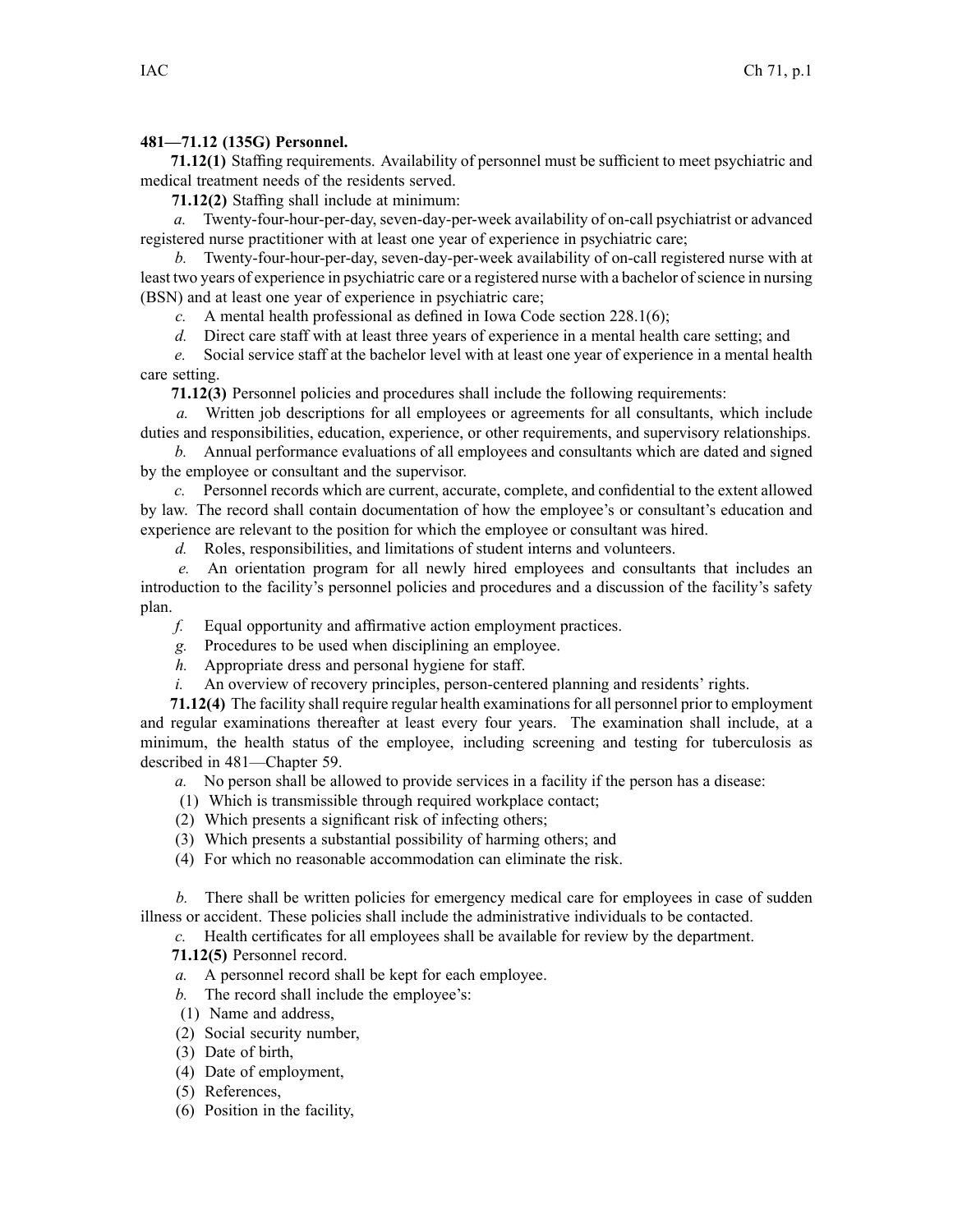**481—71.12 (135G) Personnel.**

**71.12(1)** Staffing requirements. Availability of personnel must be sufficient to meet psychiatric and medical treatment needs of the residents served.

**71.12(2)** Staffing shall include at minimum:

*a.* Twenty-four-hour-per-day, seven-day-per-week availability of on-call psychiatrist or advanced registered nurse practitioner with at least one year of experience in psychiatric care;

*b.* Twenty-four-hour-per-day, seven-day-per-week availability of on-call registered nurse with at least two years of experience in psychiatric care or a registered nurse with a bachelor of science in nursing (BSN) and at least one year of experience in psychiatric care;

*c.* A mental health professional as defined in Iowa Code section 228.1(6);

*d.* Direct care staff with at least three years of experience in a mental health care setting; and

*e.* Social service staff at the bachelor level with at least one year of experience in a mental health care setting.

**71.12(3)** Personnel policies and procedures shall include the following requirements:

*a.* Written job descriptions for all employees or agreements for all consultants, which include duties and responsibilities, education, experience, or other requirements, and supervisory relationships.

*b.* Annual performance evaluations of all employees and consultants which are dated and signed by the employee or consultant and the supervisor.

*c.* Personnel records which are current, accurate, complete, and confidential to the extent allowed by law. The record shall contain documentation of how the employee's or consultant's education and experience are relevant to the position for which the employee or consultant was hired.

*d.* Roles, responsibilities, and limitations of student interns and volunteers.

*e.* An orientation program for all newly hired employees and consultants that includes an introduction to the facility's personnel policies and procedures and a discussion of the facility's safety plan.

*f.* Equal opportunity and affirmative action employment practices.

*g.* Procedures to be used when disciplining an employee.

*h.* Appropriate dress and personal hygiene for staff.

*i.* An overview of recovery principles, person-centered planning and residents' rights.

**71.12(4)** The facility shall require regular health examinations for all personnel prior to employment and regular examinations thereafter at least every four years. The examination shall include, at a minimum, the health status of the employee, including screening and testing for tuberculosis as described in 481—Chapter 59.

*a.* No person shall be allowed to provide services in a facility if the person has a disease:

(1) Which is transmissible through required workplace contact;

(2) Which presents a significant risk of infecting others;

(3) Which presents a substantial possibility of harming others; and

(4) For which no reasonable accommodation can eliminate the risk.

*b.* There shall be written policies for emergency medical care for employees in case of sudden illness or accident. These policies shall include the administrative individuals to be contacted.

*c.* Health certificates for all employees shall be available for review by the department.

**71.12(5)** Personnel record.

*a.* A personnel record shall be kept for each employee.

*b.* The record shall include the employee's:

(1) Name and address,

(2) Social security number,

(3) Date of birth,

(4) Date of employment,

(5) References,

(6) Position in the facility,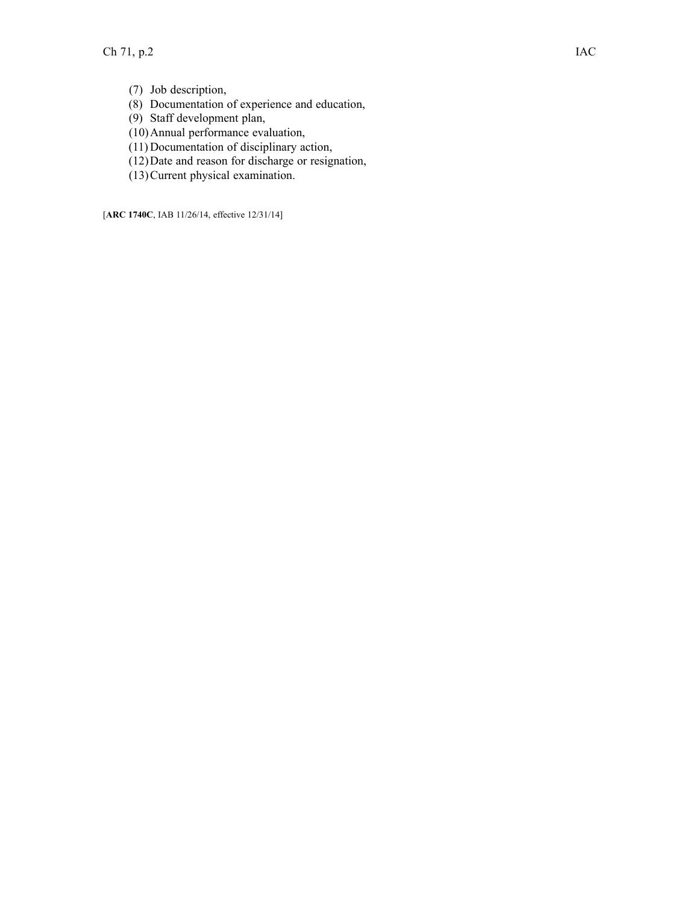(7) Job description,
(8) Documentation of experience and education,
(9) Staff development plan,
(10) Annual performance evaluation,
(11) Documentation of disciplinary action,
(12) Date and reason for discharge or resignation,
(13) Current physical examination.

[**ARC 1740C**, IAB 11/26/14, effective 12/31/14]